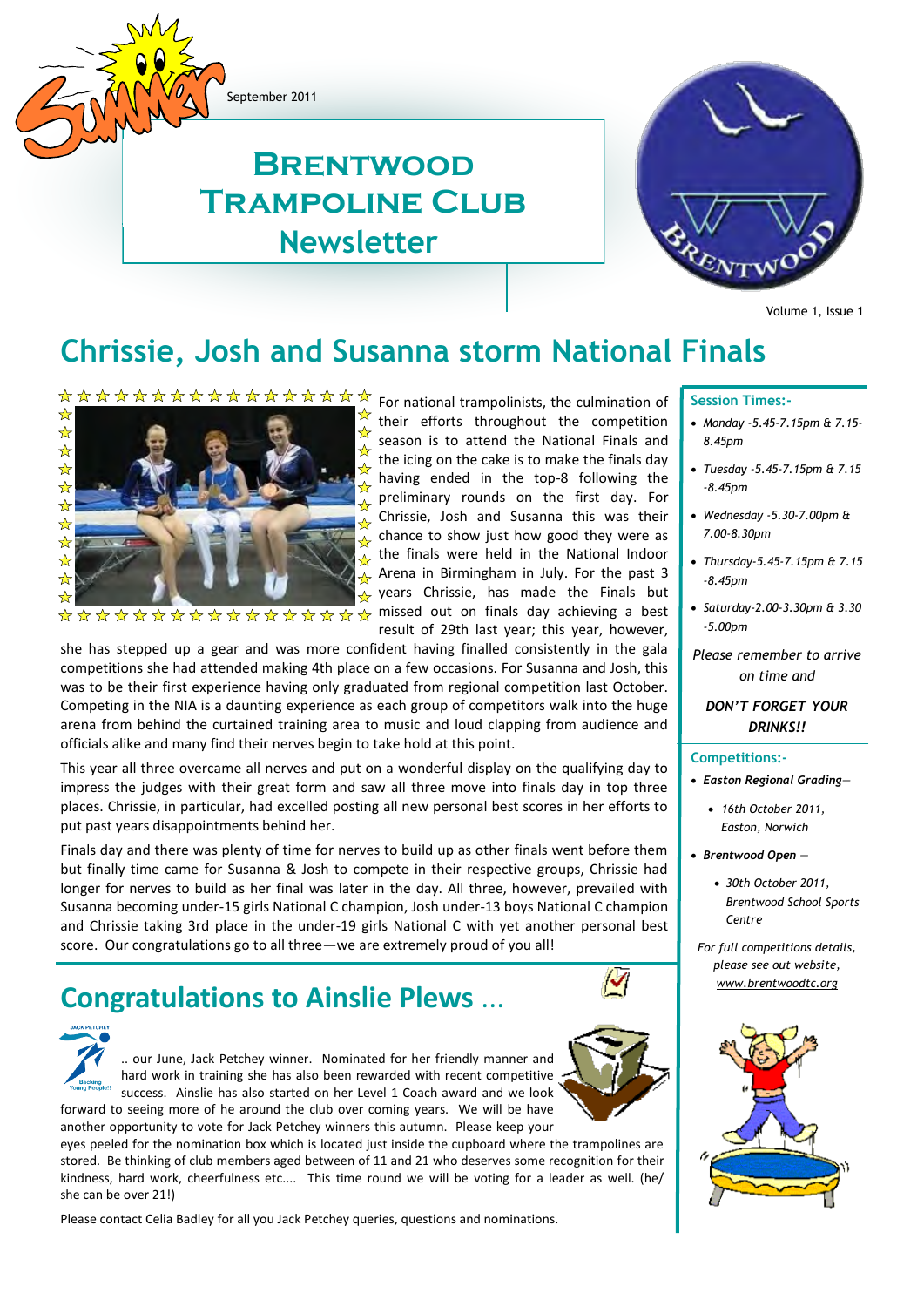September 2011

# Brentwood Trampoline Club Newsletter

Volume 1, Issue 1

## Chrissie, Josh and Susanna storm National Finals

For national trampolinists, the culmination of their efforts throughout the competition season is to attend the National Finals and the icing on the cake is to make the finals day having ended in the top-8 following the preliminary rounds on the first day. For Chrissie, Josh and Susanna this was their chance to show just how good they were as the finals were held in the National Indoor Arena in Birmingham in July. For the past 3 years Chrissie, has made the Finals but missed out on finals day achieving a best result of 29th last year; this year, however, she has stepped up a gear and was more confident having finalled consistently in the gala competitions she had attended making 4th place on a few occasions. For Susanna and Josh, this was to be their first experience having only graduated from regional competition last October. Competing in the NIA is a daunting experience as each group of competitors walk into the huge arena from behind the curtained training area to music and loud clapping from audience and officials alike and many find their nerves begin to take hold at this point.

This year all three overcame all nerves and put on a wonderful display on the qualifying day to impress the judges with their great form and saw all three move into finals day in top three places. Chrissie, in particular, had excelled posting all new personal best scores in her efforts to put past years disappointments behind her.

Finals day and there was plenty of time for nerves to build up as other finals went before them but finally time came for Susanna & Josh to compete in their respective groups, Chrissie had longer for nerves to build as her final was later in the day. All three, however, prevailed with Susanna becoming under-15 girls National C champion, Josh under-13 boys National C champion and Chrissie taking 3rd place in the under-19 girls National C with yet another personal best score. Our congratulations go to all three—we are extremely proud of you all!

## Congratulations to Ainslie Plews …

.. our June, Jack Petchey winner. Nominated for her friendly manner and hard work in training she has also been rewarded with recent competitive success. Ainslie has also started on her Level 1 Coach award and we look forward to seeing more of he around the club over coming years. We will be have another opportunity to vote for Jack Petchey winners this autumn. Please keep your eyes peeled for the nomination box which is located just inside the cupboard where the trampolines are stored. Be thinking of club members aged between of 11 and 21 who deserves some recognition for their kindness, hard work, cheerfulness etc.... This time round we will be voting for a leader as well. (he/she can be over 21!)

Please contact Celia Badley for all you Jack Petchey queries, questions and nominations.

### Session Times:-

- *Monday -5.45-7.15pm & 7.15-8.45pm*
- *Tuesday -5.45-7.15pm & 7.15-8.45pm*
- *Wednesday -5.30-7.00pm & 7.00-8.30pm*
- *Thursday-5.45-7.15pm & 7.15-8.45pm*
- *Saturday-2.00-3.30pm & 3.30-5.00pm*

*Please remember to arrive on time and*

***DON'T FORGET YOUR DRINKS!!***

### Competitions:-

- ***Easton Regional Grading***—
  - *16th October 2011, Easton, Norwich*
- ***Brentwood Open*** —
  - *30th October 2011, Brentwood School Sports Centre*

*For full competitions details, please see out website, www.brentwoodtc.org*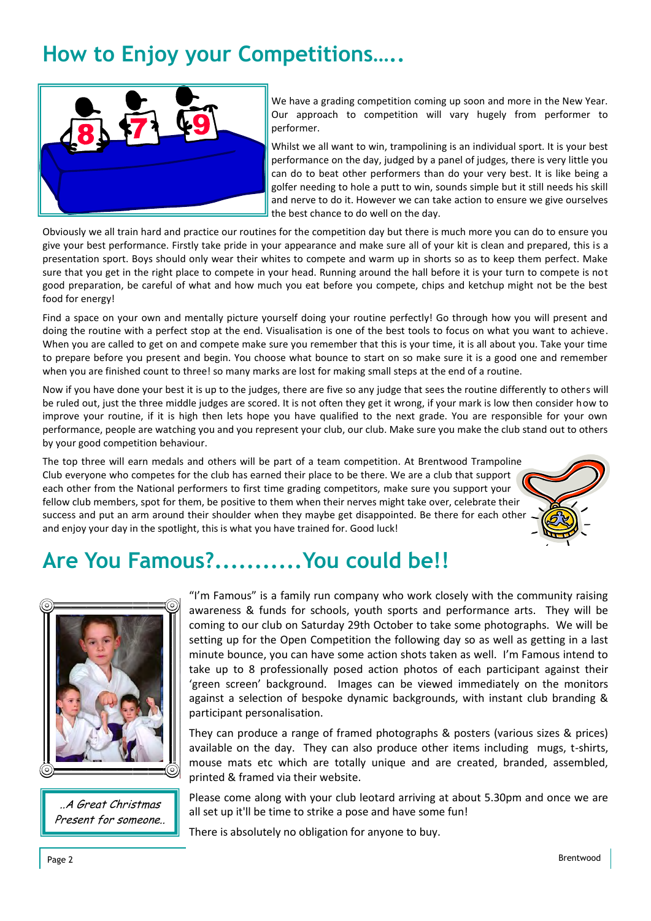# How to Enjoy your Competitions…..

We have a grading competition coming up soon and more in the New Year. Our approach to competition will vary hugely from performer to performer.

Whilst we all want to win, trampolining is an individual sport. It is your best performance on the day, judged by a panel of judges, there is very little you can do to beat other performers than do your very best. It is like being a golfer needing to hole a putt to win, sounds simple but it still needs his skill and nerve to do it. However we can take action to ensure we give ourselves the best chance to do well on the day.

Obviously we all train hard and practice our routines for the competition day but there is much more you can do to ensure you give your best performance. Firstly take pride in your appearance and make sure all of your kit is clean and prepared, this is a presentation sport. Boys should only wear their whites to compete and warm up in shorts so as to keep them perfect. Make sure that you get in the right place to compete in your head. Running around the hall before it is your turn to compete is not good preparation, be careful of what and how much you eat before you compete, chips and ketchup might not be the best food for energy!

Find a space on your own and mentally picture yourself doing your routine perfectly! Go through how you will present and doing the routine with a perfect stop at the end. Visualisation is one of the best tools to focus on what you want to achieve. When you are called to get on and compete make sure you remember that this is your time, it is all about you. Take your time to prepare before you present and begin. You choose what bounce to start on so make sure it is a good one and remember when you are finished count to three! so many marks are lost for making small steps at the end of a routine.

Now if you have done your best it is up to the judges, there are five so any judge that sees the routine differently to others will be ruled out, just the three middle judges are scored. It is not often they get it wrong, if your mark is low then consider how to improve your routine, if it is high then lets hope you have qualified to the next grade. You are responsible for your own performance, people are watching you and you represent your club, our club. Make sure you make the club stand out to others by your good competition behaviour.

The top three will earn medals and others will be part of a team competition. At Brentwood Trampoline Club everyone who competes for the club has earned their place to be there. We are a club that support each other from the National performers to first time grading competitors, make sure you support your fellow club members, spot for them, be positive to them when their nerves might take over, celebrate their success and put an arm around their shoulder when they maybe get disappointed. Be there for each other and enjoy your day in the spotlight, this is what you have trained for. Good luck!

# Are You Famous?..........You could be!!

"I'm Famous" is a family run company who work closely with the community raising awareness & funds for schools, youth sports and performance arts. They will be coming to our club on Saturday 29th October to take some photographs. We will be setting up for the Open Competition the following day so as well as getting in a last minute bounce, you can have some action shots taken as well. I'm Famous intend to take up to 8 professionally posed action photos of each participant against their 'green screen' background. Images can be viewed immediately on the monitors against a selection of bespoke dynamic backgrounds, with instant club branding & participant personalisation.

They can produce a range of framed photographs & posters (various sizes & prices) available on the day. They can also produce other items including mugs, t-shirts, mouse mats etc which are totally unique and are created, branded, assembled, printed & framed via their website.

Please come along with your club leotard arriving at about 5.30pm and once we are all set up it'll be time to strike a pose and have some fun!

There is absolutely no obligation for anyone to buy.

*..A Great Christmas Present for someone..*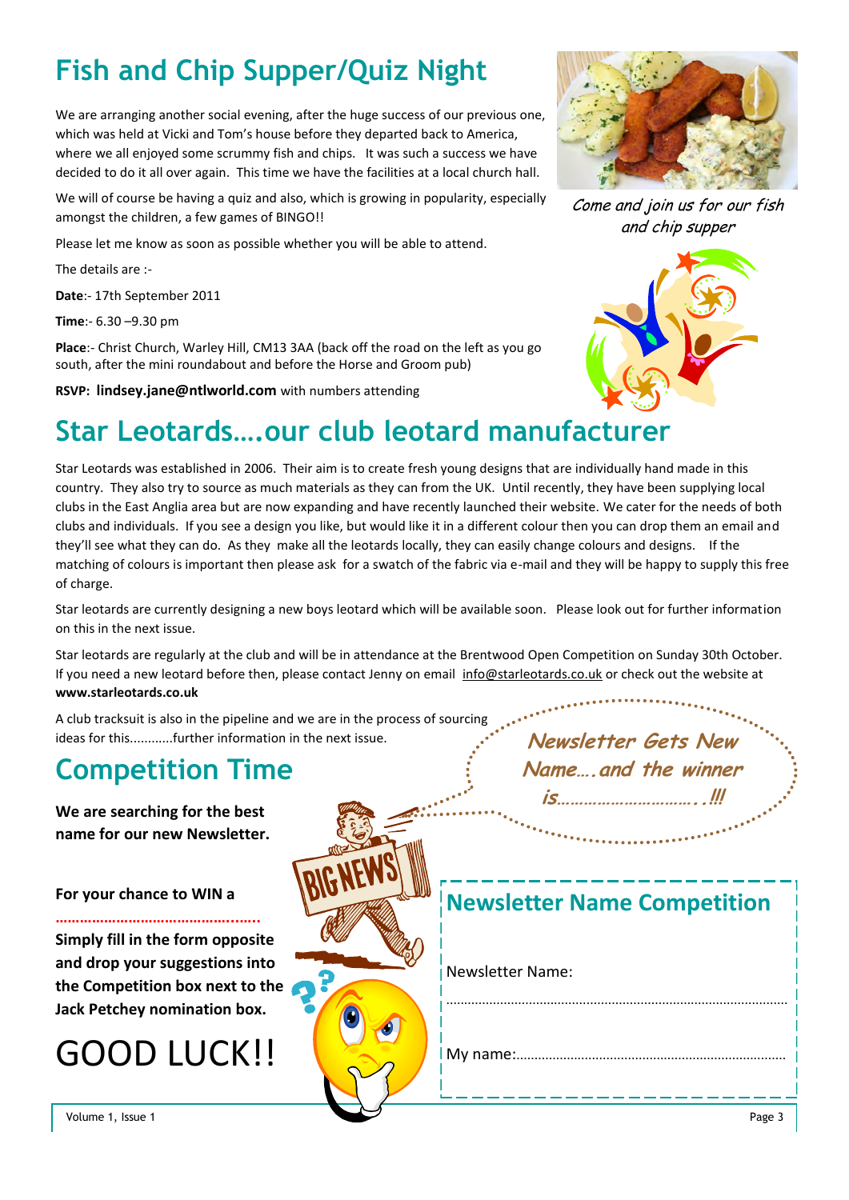# Fish and Chip Supper/Quiz Night

We are arranging another social evening, after the huge success of our previous one, which was held at Vicki and Tom's house before they departed back to America, where we all enjoyed some scrummy fish and chips. It was such a success we have decided to do it all over again. This time we have the facilities at a local church hall.

We will of course be having a quiz and also, which is growing in popularity, especially amongst the children, a few games of BINGO!!

Please let me know as soon as possible whether you will be able to attend.

The details are :-

**Date**:- 17th September 2011

**Time**:- 6.30 –9.30 pm

**Place**:- Christ Church, Warley Hill, CM13 3AA (back off the road on the left as you go south, after the mini roundabout and before the Horse and Groom pub)

**RSVP: lindsey.jane@ntlworld.com** with numbers attending

*Come and join us for our fish and chip supper*

# Star Leotards….our club leotard manufacturer

Star Leotards was established in 2006. Their aim is to create fresh young designs that are individually hand made in this country. They also try to source as much materials as they can from the UK. Until recently, they have been supplying local clubs in the East Anglia area but are now expanding and have recently launched their website. We cater for the needs of both clubs and individuals. If you see a design you like, but would like it in a different colour then you can drop them an email and they'll see what they can do. As they make all the leotards locally, they can easily change colours and designs. If the matching of colours is important then please ask for a swatch of the fabric via e-mail and they will be happy to supply this free of charge.

Star leotards are currently designing a new boys leotard which will be available soon. Please look out for further information on this in the next issue.

Star leotards are regularly at the club and will be in attendance at the Brentwood Open Competition on Sunday 30th October. If you need a new leotard before then, please contact Jenny on email info@starleotards.co.uk or check out the website at **www.starleotards.co.uk**

A club tracksuit is also in the pipeline and we are in the process of sourcing ideas for this............further information in the next issue.

# Competition Time

**We are searching for the best name for our new Newsletter.**

**For your chance to WIN a ……………………………………..**

**Simply fill in the form opposite and drop your suggestions into the Competition box next to the Jack Petchey nomination box.**

GOOD LUCK!!

*Newsletter Gets New Name….and the winner is………………………..!!!*

## Newsletter Name Competition

Newsletter Name:

…………………………………………………………………………………

My name:…………………………………………………………………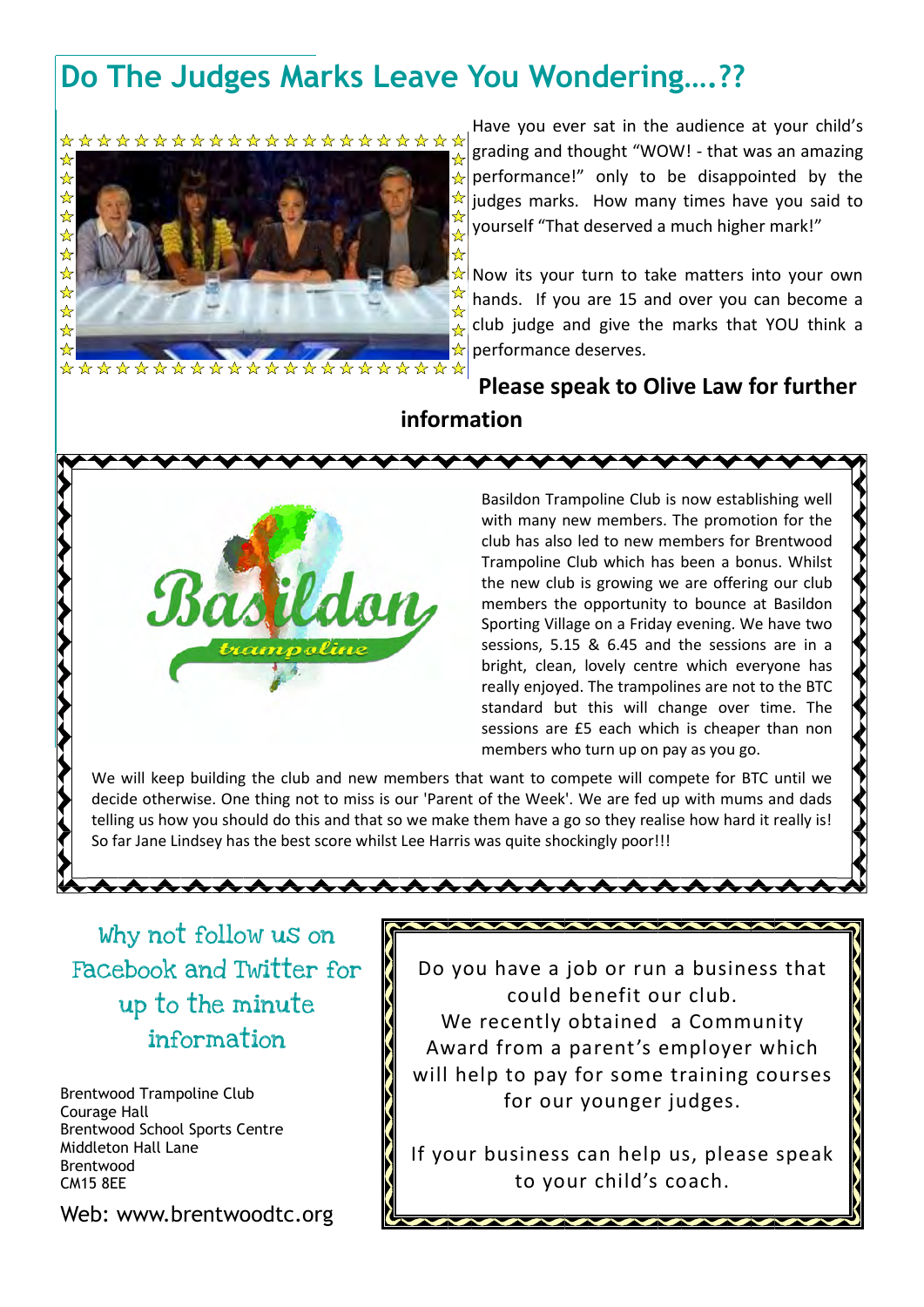# Do The Judges Marks Leave You Wondering….??

Have you ever sat in the audience at your child's grading and thought "WOW! - that was an amazing performance!" only to be disappointed by the judges marks. How many times have you said to yourself "That deserved a much higher mark!"

Now its your turn to take matters into your own hands. If you are 15 and over you can become a club judge and give the marks that YOU think a performance deserves.

**Please speak to Olive Law for further information**

Basildon trampoline

Basildon Trampoline Club is now establishing well with many new members. The promotion for the club has also led to new members for Brentwood Trampoline Club which has been a bonus. Whilst the new club is growing we are offering our club members the opportunity to bounce at Basildon Sporting Village on a Friday evening. We have two sessions, 5.15 & 6.45 and the sessions are in a bright, clean, lovely centre which everyone has really enjoyed. The trampolines are not to the BTC standard but this will change over time. The sessions are £5 each which is cheaper than non members who turn up on pay as you go.

We will keep building the club and new members that want to compete will compete for BTC until we decide otherwise. One thing not to miss is our 'Parent of the Week'. We are fed up with mums and dads telling us how you should do this and that so we make them have a go so they realise how hard it really is! So far Jane Lindsey has the best score whilst Lee Harris was quite shockingly poor!!!

Why not follow us on Facebook and Twitter for up to the minute information

Brentwood Trampoline Club
Courage Hall
Brentwood School Sports Centre
Middleton Hall Lane
Brentwood
CM15 8EE

Web: www.brentwoodtc.org

Do you have a job or run a business that could benefit our club.
We recently obtained a Community Award from a parent's employer which will help to pay for some training courses for our younger judges.

If your business can help us, please speak to your child's coach.